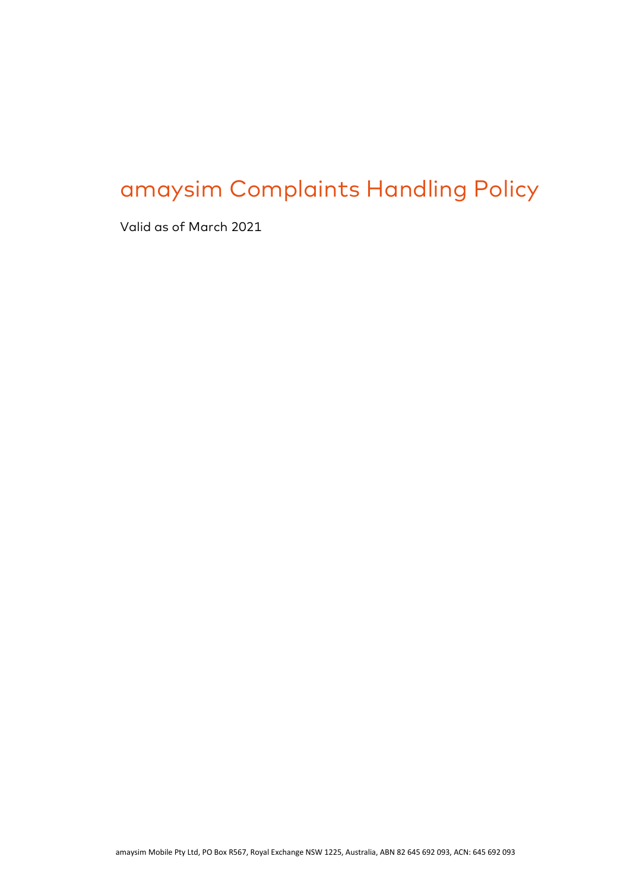# amaysim Complaints Handling Policy

Valid as of March 2021

amaysim Mobile Pty Ltd, PO Box R567, Royal Exchange NSW 1225, Australia, ABN 82 645 692 093, ACN: 645 692 093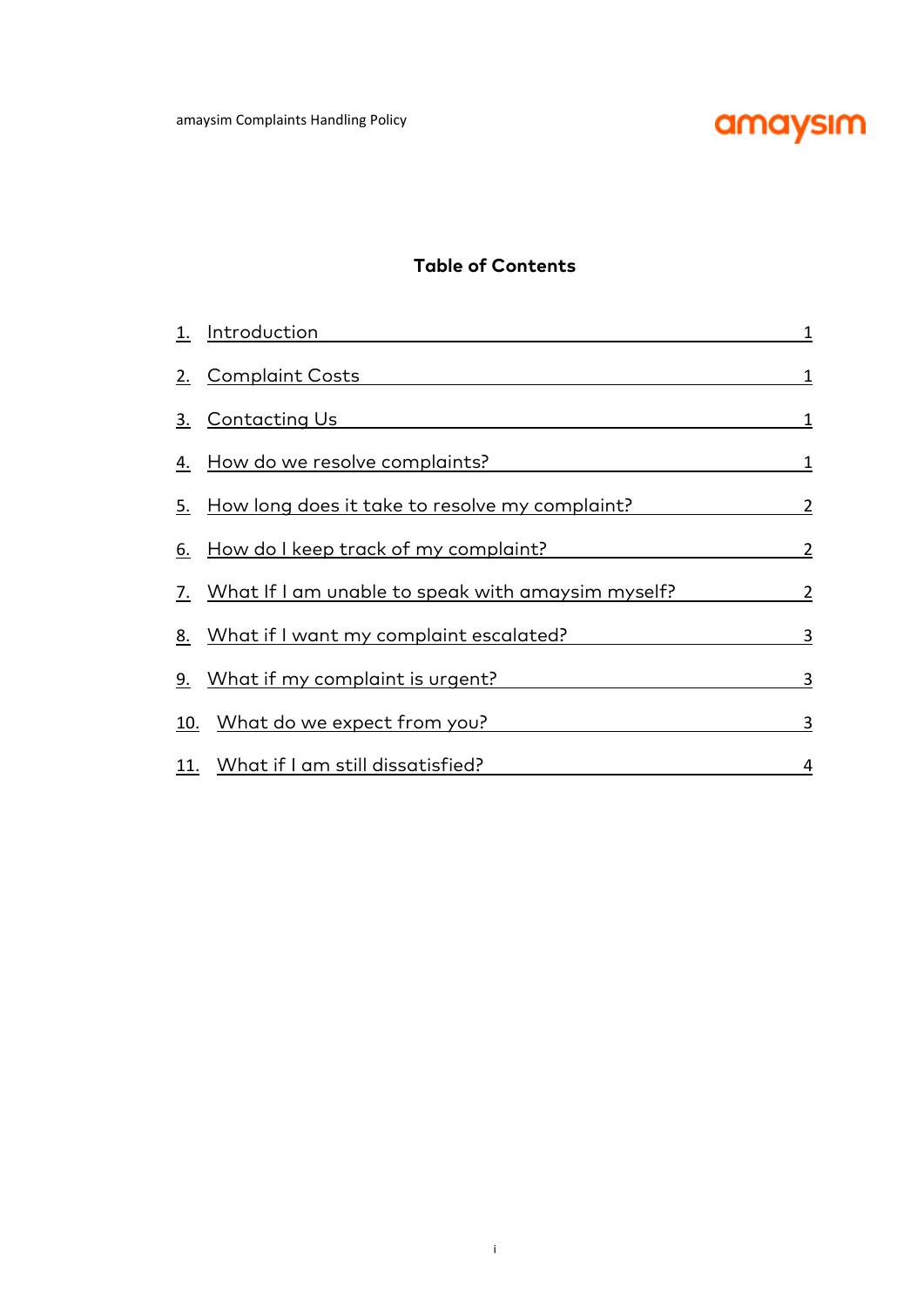## Table of Contents

| | | |
|---|---|---|
| 1. | Introduction | 1 |
| 2. | Complaint Costs | 1 |
| 3. | Contacting Us | 1 |
| 4. | How do we resolve complaints? | 1 |
| 5. | How long does it take to resolve my complaint? | 2 |
| 6. | How do I keep track of my complaint? | 2 |
| 7. | What If I am unable to speak with amaysim myself? | 2 |
| 8. | What if I want my complaint escalated? | 3 |
| 9. | What if my complaint is urgent? | 3 |
| 10. | What do we expect from you? | 3 |
| 11. | What if I am still dissatisfied? | 4 |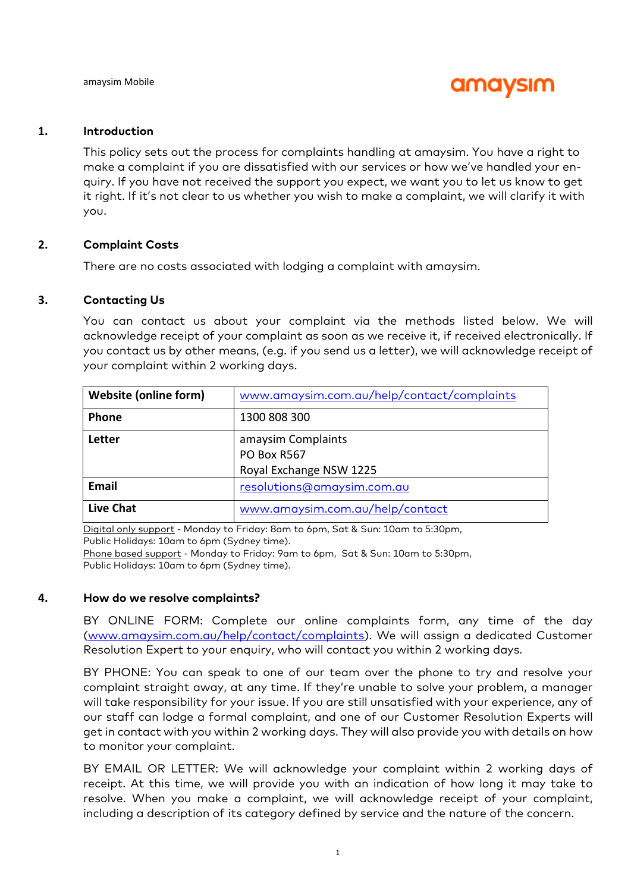amaysim Mobile

amaysim

## 1. Introduction

This policy sets out the process for complaints handling at amaysim. You have a right to make a complaint if you are dissatisfied with our services or how we've handled your enquiry. If you have not received the support you expect, we want you to let us know to get it right. If it's not clear to us whether you wish to make a complaint, we will clarify it with you.

## 2. Complaint Costs

There are no costs associated with lodging a complaint with amaysim.

## 3. Contacting Us

You can contact us about your complaint via the methods listed below. We will acknowledge receipt of your complaint as soon as we receive it, if received electronically. If you contact us by other means, (e.g. if you send us a letter), we will acknowledge receipt of your complaint within 2 working days.

| | |
|---|---|
| **Website (online form)** | www.amaysim.com.au/help/contact/complaints |
| **Phone** | 1300 808 300 |
| **Letter** | amaysim Complaints<br>PO Box R567<br>Royal Exchange NSW 1225 |
| **Email** | resolutions@amaysim.com.au |
| **Live Chat** | www.amaysim.com.au/help/contact |

Digital only support - Monday to Friday: 8am to 6pm, Sat & Sun: 10am to 5:30pm, Public Holidays: 10am to 6pm (Sydney time).
Phone based support - Monday to Friday: 9am to 6pm, Sat & Sun: 10am to 5:30pm, Public Holidays: 10am to 6pm (Sydney time).

## 4. How do we resolve complaints?

BY ONLINE FORM: Complete our online complaints form, any time of the day (www.amaysim.com.au/help/contact/complaints). We will assign a dedicated Customer Resolution Expert to your enquiry, who will contact you within 2 working days.

BY PHONE: You can speak to one of our team over the phone to try and resolve your complaint straight away, at any time. If they're unable to solve your problem, a manager will take responsibility for your issue. If you are still unsatisfied with your experience, any of our staff can lodge a formal complaint, and one of our Customer Resolution Experts will get in contact with you within 2 working days. They will also provide you with details on how to monitor your complaint.

BY EMAIL OR LETTER: We will acknowledge your complaint within 2 working days of receipt. At this time, we will provide you with an indication of how long it may take to resolve. When you make a complaint, we will acknowledge receipt of your complaint, including a description of its category defined by service and the nature of the concern.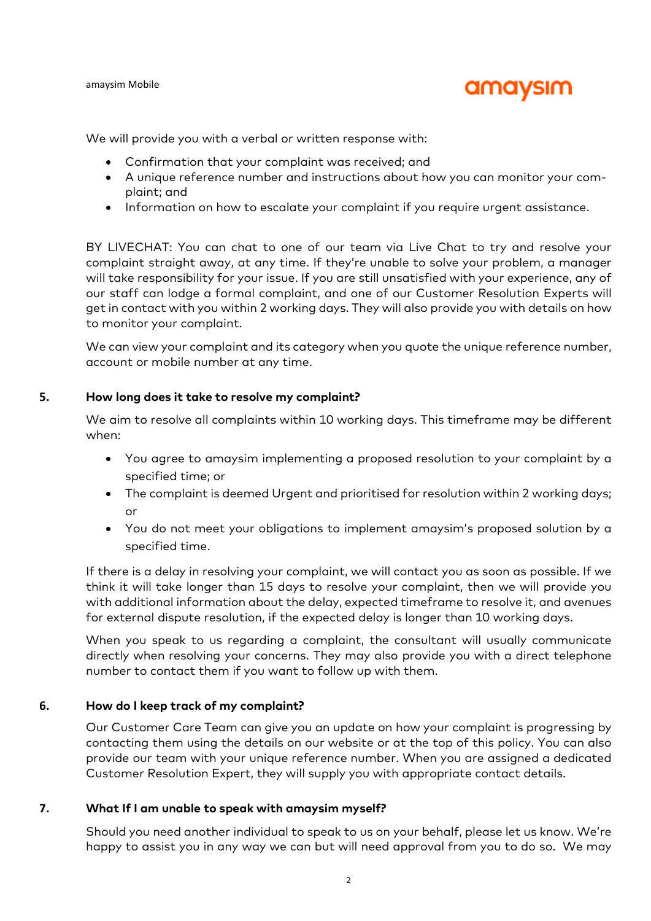We will provide you with a verbal or written response with:

- Confirmation that your complaint was received; and
- A unique reference number and instructions about how you can monitor your complaint; and
- Information on how to escalate your complaint if you require urgent assistance.

BY LIVECHAT: You can chat to one of our team via Live Chat to try and resolve your complaint straight away, at any time. If they're unable to solve your problem, a manager will take responsibility for your issue. If you are still unsatisfied with your experience, any of our staff can lodge a formal complaint, and one of our Customer Resolution Experts will get in contact with you within 2 working days. They will also provide you with details on how to monitor your complaint.

We can view your complaint and its category when you quote the unique reference number, account or mobile number at any time.

## 5. How long does it take to resolve my complaint?

We aim to resolve all complaints within 10 working days. This timeframe may be different when:

- You agree to amaysim implementing a proposed resolution to your complaint by a specified time; or
- The complaint is deemed Urgent and prioritised for resolution within 2 working days; or
- You do not meet your obligations to implement amaysim's proposed solution by a specified time.

If there is a delay in resolving your complaint, we will contact you as soon as possible. If we think it will take longer than 15 days to resolve your complaint, then we will provide you with additional information about the delay, expected timeframe to resolve it, and avenues for external dispute resolution, if the expected delay is longer than 10 working days.

When you speak to us regarding a complaint, the consultant will usually communicate directly when resolving your concerns. They may also provide you with a direct telephone number to contact them if you want to follow up with them.

## 6. How do I keep track of my complaint?

Our Customer Care Team can give you an update on how your complaint is progressing by contacting them using the details on our website or at the top of this policy. You can also provide our team with your unique reference number. When you are assigned a dedicated Customer Resolution Expert, they will supply you with appropriate contact details.

## 7. What If I am unable to speak with amaysim myself?

Should you need another individual to speak to us on your behalf, please let us know. We're happy to assist you in any way we can but will need approval from you to do so. We may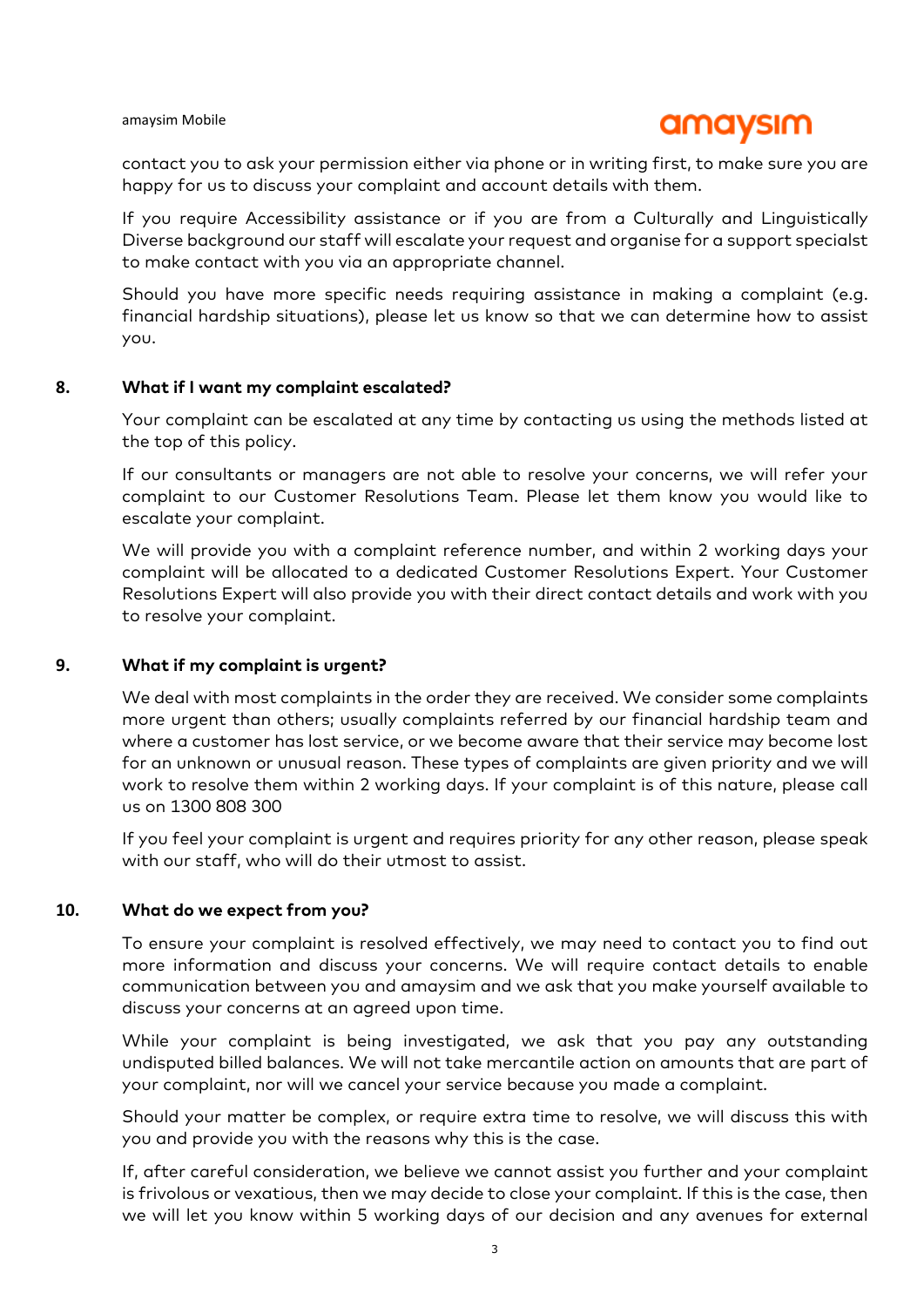contact you to ask your permission either via phone or in writing first, to make sure you are happy for us to discuss your complaint and account details with them.

If you require Accessibility assistance or if you are from a Culturally and Linguistically Diverse background our staff will escalate your request and organise for a support specialst to make contact with you via an appropriate channel.

Should you have more specific needs requiring assistance in making a complaint (e.g. financial hardship situations), please let us know so that we can determine how to assist you.

## 8. What if I want my complaint escalated?

Your complaint can be escalated at any time by contacting us using the methods listed at the top of this policy.

If our consultants or managers are not able to resolve your concerns, we will refer your complaint to our Customer Resolutions Team. Please let them know you would like to escalate your complaint.

We will provide you with a complaint reference number, and within 2 working days your complaint will be allocated to a dedicated Customer Resolutions Expert. Your Customer Resolutions Expert will also provide you with their direct contact details and work with you to resolve your complaint.

## 9. What if my complaint is urgent?

We deal with most complaints in the order they are received. We consider some complaints more urgent than others; usually complaints referred by our financial hardship team and where a customer has lost service, or we become aware that their service may become lost for an unknown or unusual reason. These types of complaints are given priority and we will work to resolve them within 2 working days. If your complaint is of this nature, please call us on 1300 808 300

If you feel your complaint is urgent and requires priority for any other reason, please speak with our staff, who will do their utmost to assist.

## 10. What do we expect from you?

To ensure your complaint is resolved effectively, we may need to contact you to find out more information and discuss your concerns. We will require contact details to enable communication between you and amaysim and we ask that you make yourself available to discuss your concerns at an agreed upon time.

While your complaint is being investigated, we ask that you pay any outstanding undisputed billed balances. We will not take mercantile action on amounts that are part of your complaint, nor will we cancel your service because you made a complaint.

Should your matter be complex, or require extra time to resolve, we will discuss this with you and provide you with the reasons why this is the case.

If, after careful consideration, we believe we cannot assist you further and your complaint is frivolous or vexatious, then we may decide to close your complaint. If this is the case, then we will let you know within 5 working days of our decision and any avenues for external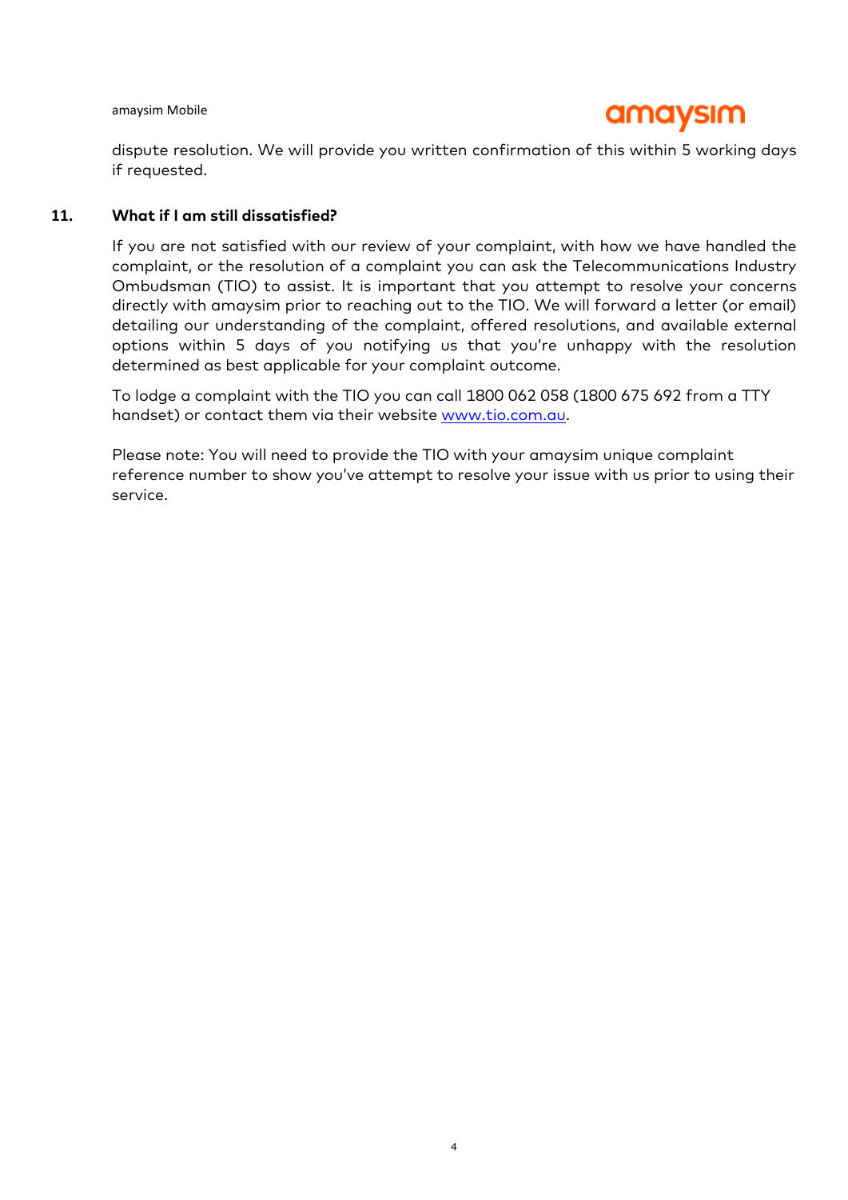dispute resolution. We will provide you written confirmation of this within 5 working days if requested.

## 11. What if I am still dissatisfied?

If you are not satisfied with our review of your complaint, with how we have handled the complaint, or the resolution of a complaint you can ask the Telecommunications Industry Ombudsman (TIO) to assist. It is important that you attempt to resolve your concerns directly with amaysim prior to reaching out to the TIO. We will forward a letter (or email) detailing our understanding of the complaint, offered resolutions, and available external options within 5 days of you notifying us that you're unhappy with the resolution determined as best applicable for your complaint outcome.

To lodge a complaint with the TIO you can call 1800 062 058 (1800 675 692 from a TTY handset) or contact them via their website [www.tio.com.au](http://www.tio.com.au).

Please note: You will need to provide the TIO with your amaysim unique complaint reference number to show you've attempt to resolve your issue with us prior to using their service.